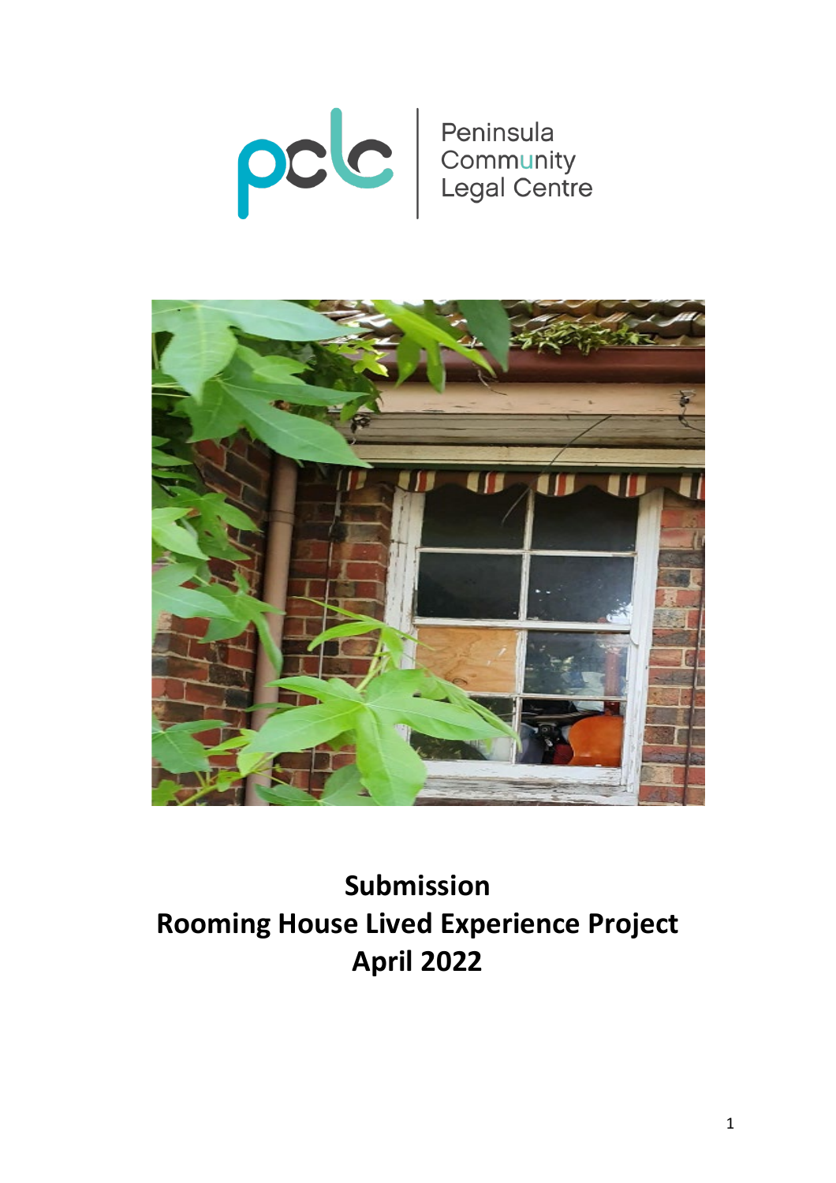pclc | Peninsula Community Legal Centre

# Submission
# Rooming House Lived Experience Project
# April 2022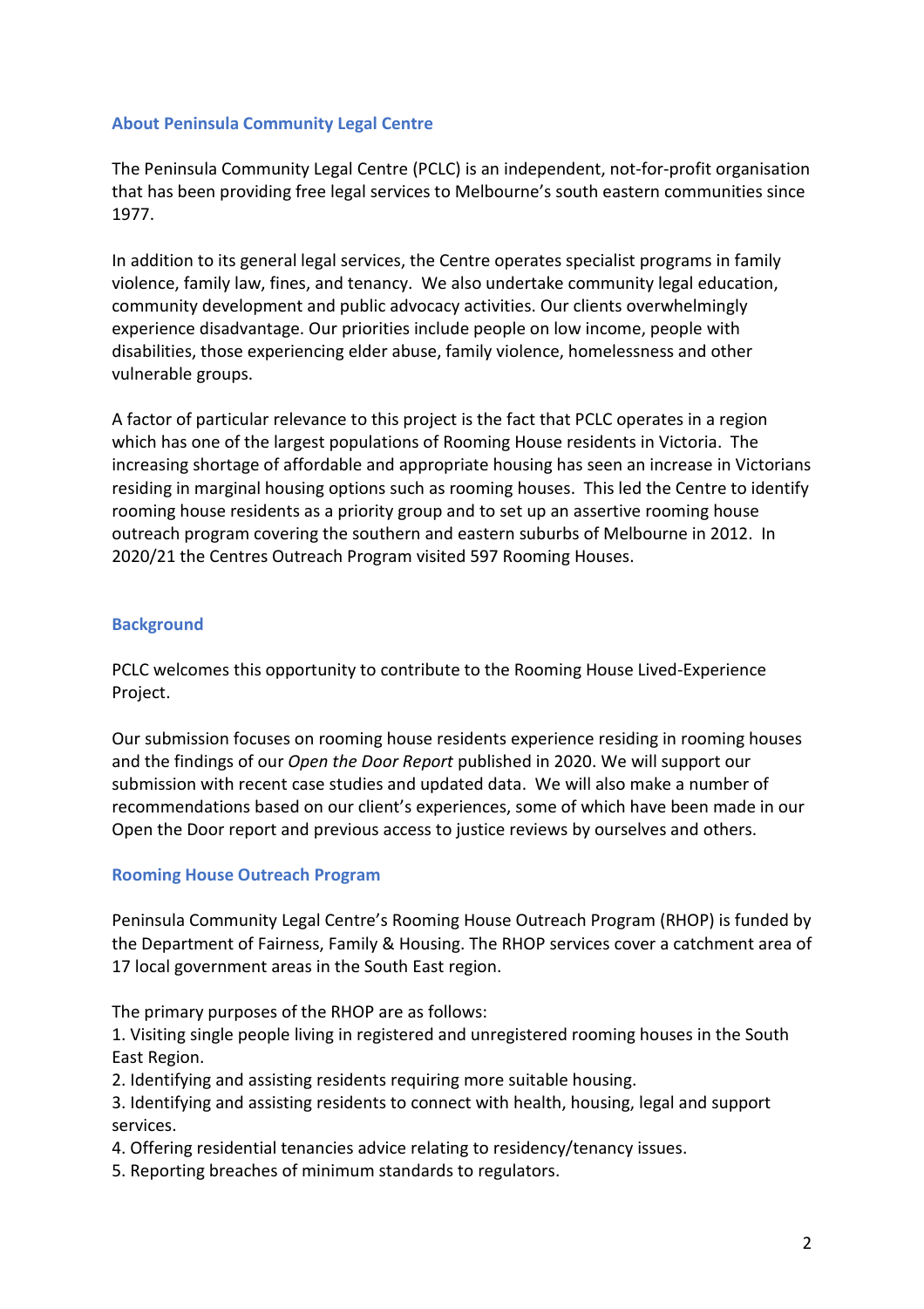## About Peninsula Community Legal Centre

The Peninsula Community Legal Centre (PCLC) is an independent, not-for-profit organisation that has been providing free legal services to Melbourne's south eastern communities since 1977.

In addition to its general legal services, the Centre operates specialist programs in family violence, family law, fines, and tenancy. We also undertake community legal education, community development and public advocacy activities. Our clients overwhelmingly experience disadvantage. Our priorities include people on low income, people with disabilities, those experiencing elder abuse, family violence, homelessness and other vulnerable groups.

A factor of particular relevance to this project is the fact that PCLC operates in a region which has one of the largest populations of Rooming House residents in Victoria. The increasing shortage of affordable and appropriate housing has seen an increase in Victorians residing in marginal housing options such as rooming houses. This led the Centre to identify rooming house residents as a priority group and to set up an assertive rooming house outreach program covering the southern and eastern suburbs of Melbourne in 2012. In 2020/21 the Centres Outreach Program visited 597 Rooming Houses.

## Background

PCLC welcomes this opportunity to contribute to the Rooming House Lived-Experience Project.

Our submission focuses on rooming house residents experience residing in rooming houses and the findings of our *Open the Door Report* published in 2020. We will support our submission with recent case studies and updated data. We will also make a number of recommendations based on our client's experiences, some of which have been made in our Open the Door report and previous access to justice reviews by ourselves and others.

## Rooming House Outreach Program

Peninsula Community Legal Centre's Rooming House Outreach Program (RHOP) is funded by the Department of Fairness, Family & Housing. The RHOP services cover a catchment area of 17 local government areas in the South East region.

The primary purposes of the RHOP are as follows:

1. Visiting single people living in registered and unregistered rooming houses in the South East Region.
2. Identifying and assisting residents requiring more suitable housing.
3. Identifying and assisting residents to connect with health, housing, legal and support services.
4. Offering residential tenancies advice relating to residency/tenancy issues.
5. Reporting breaches of minimum standards to regulators.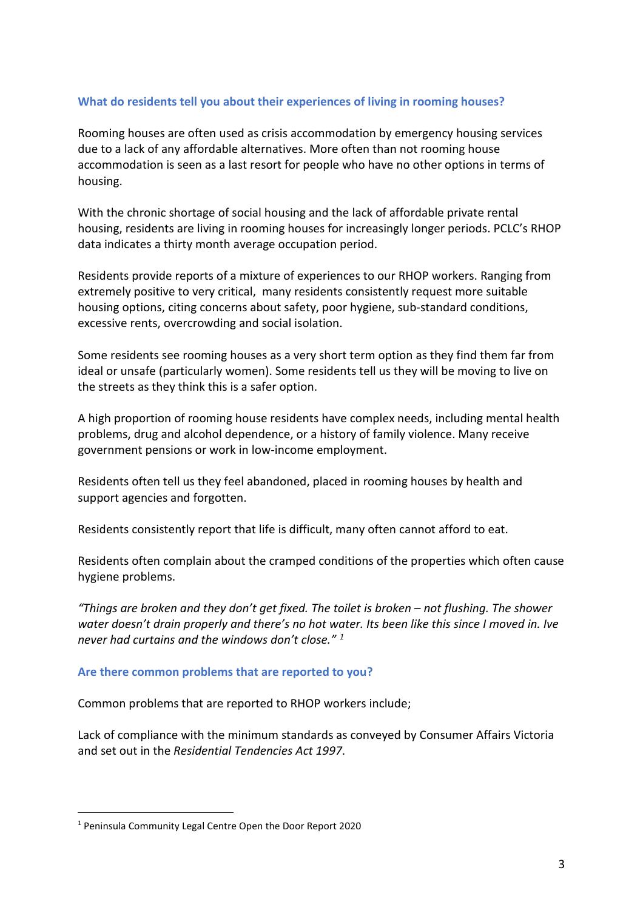### What do residents tell you about their experiences of living in rooming houses?

Rooming houses are often used as crisis accommodation by emergency housing services due to a lack of any affordable alternatives. More often than not rooming house accommodation is seen as a last resort for people who have no other options in terms of housing.

With the chronic shortage of social housing and the lack of affordable private rental housing, residents are living in rooming houses for increasingly longer periods. PCLC's RHOP data indicates a thirty month average occupation period.

Residents provide reports of a mixture of experiences to our RHOP workers. Ranging from extremely positive to very critical, many residents consistently request more suitable housing options, citing concerns about safety, poor hygiene, sub-standard conditions, excessive rents, overcrowding and social isolation.

Some residents see rooming houses as a very short term option as they find them far from ideal or unsafe (particularly women). Some residents tell us they will be moving to live on the streets as they think this is a safer option.

A high proportion of rooming house residents have complex needs, including mental health problems, drug and alcohol dependence, or a history of family violence. Many receive government pensions or work in low-income employment.

Residents often tell us they feel abandoned, placed in rooming houses by health and support agencies and forgotten.

Residents consistently report that life is difficult, many often cannot afford to eat.

Residents often complain about the cramped conditions of the properties which often cause hygiene problems.

*"Things are broken and they don't get fixed. The toilet is broken – not flushing. The shower water doesn't drain properly and there's no hot water. Its been like this since I moved in. Ive never had curtains and the windows don't close."* [1]

### Are there common problems that are reported to you?

Common problems that are reported to RHOP workers include;

Lack of compliance with the minimum standards as conveyed by Consumer Affairs Victoria and set out in the *Residential Tendencies Act 1997*.

---

[1] Peninsula Community Legal Centre Open the Door Report 2020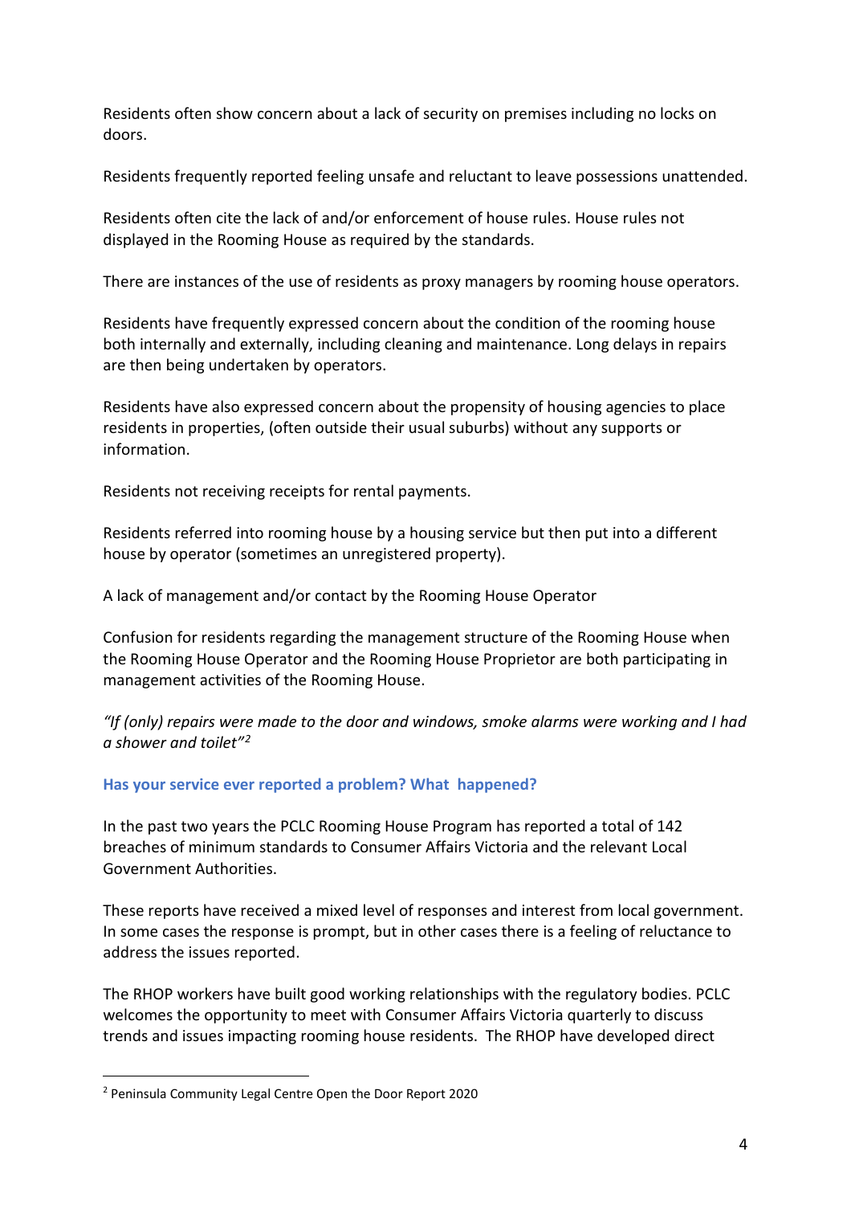Residents often show concern about a lack of security on premises including no locks on doors.

Residents frequently reported feeling unsafe and reluctant to leave possessions unattended.

Residents often cite the lack of and/or enforcement of house rules. House rules not displayed in the Rooming House as required by the standards.

There are instances of the use of residents as proxy managers by rooming house operators.

Residents have frequently expressed concern about the condition of the rooming house both internally and externally, including cleaning and maintenance. Long delays in repairs are then being undertaken by operators.

Residents have also expressed concern about the propensity of housing agencies to place residents in properties, (often outside their usual suburbs) without any supports or information.

Residents not receiving receipts for rental payments.

Residents referred into rooming house by a housing service but then put into a different house by operator (sometimes an unregistered property).

A lack of management and/or contact by the Rooming House Operator

Confusion for residents regarding the management structure of the Rooming House when the Rooming House Operator and the Rooming House Proprietor are both participating in management activities of the Rooming House.

*"If (only) repairs were made to the door and windows, smoke alarms were working and I had a shower and toilet"*[2]

### Has your service ever reported a problem? What happened?

In the past two years the PCLC Rooming House Program has reported a total of 142 breaches of minimum standards to Consumer Affairs Victoria and the relevant Local Government Authorities.

These reports have received a mixed level of responses and interest from local government. In some cases the response is prompt, but in other cases there is a feeling of reluctance to address the issues reported.

The RHOP workers have built good working relationships with the regulatory bodies. PCLC welcomes the opportunity to meet with Consumer Affairs Victoria quarterly to discuss trends and issues impacting rooming house residents. The RHOP have developed direct

[2] Peninsula Community Legal Centre Open the Door Report 2020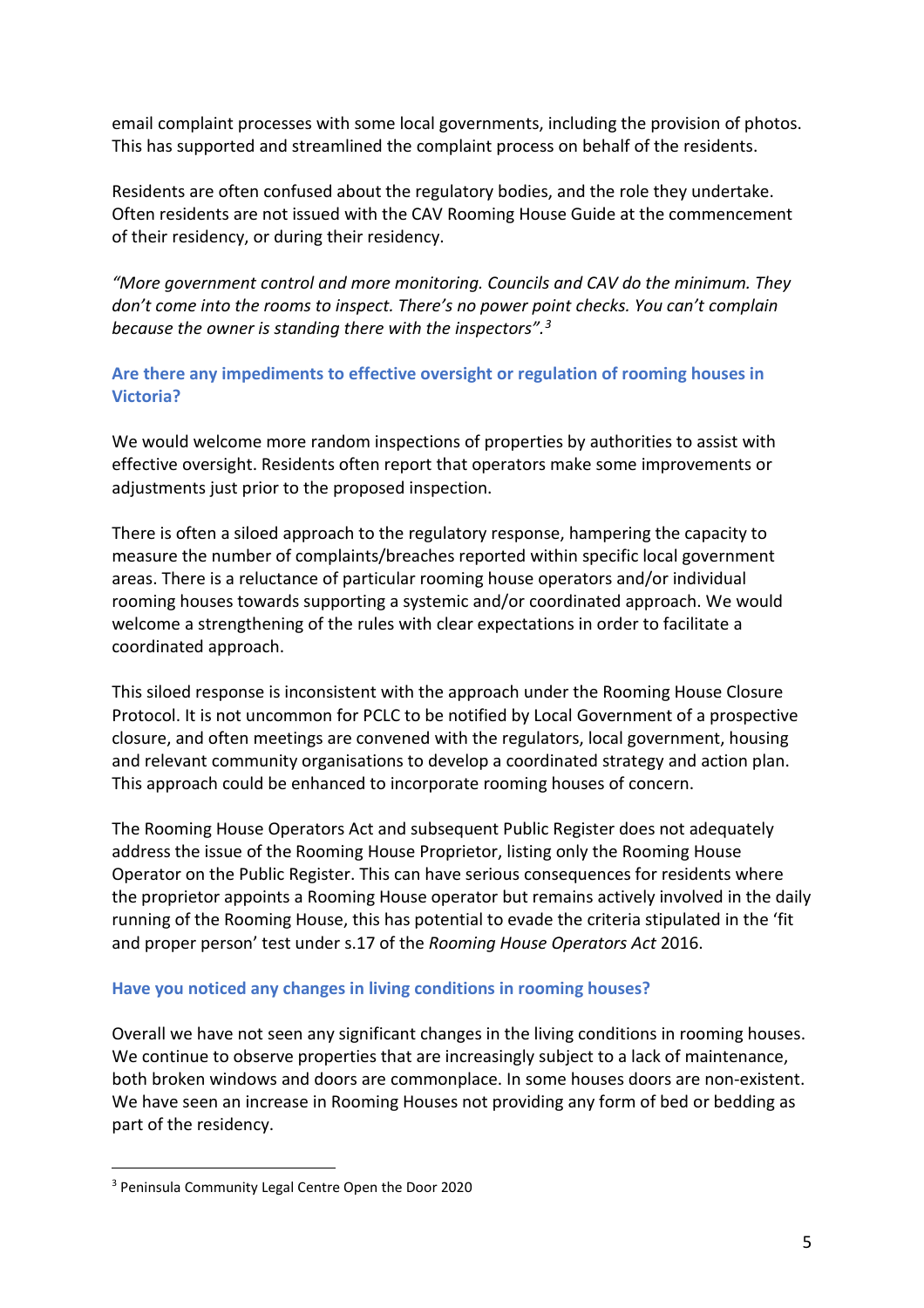email complaint processes with some local governments, including the provision of photos. This has supported and streamlined the complaint process on behalf of the residents.

Residents are often confused about the regulatory bodies, and the role they undertake. Often residents are not issued with the CAV Rooming House Guide at the commencement of their residency, or during their residency.

*"More government control and more monitoring. Councils and CAV do the minimum. They don't come into the rooms to inspect. There's no power point checks. You can't complain because the owner is standing there with the inspectors".*[3]

### Are there any impediments to effective oversight or regulation of rooming houses in Victoria?

We would welcome more random inspections of properties by authorities to assist with effective oversight. Residents often report that operators make some improvements or adjustments just prior to the proposed inspection.

There is often a siloed approach to the regulatory response, hampering the capacity to measure the number of complaints/breaches reported within specific local government areas. There is a reluctance of particular rooming house operators and/or individual rooming houses towards supporting a systemic and/or coordinated approach. We would welcome a strengthening of the rules with clear expectations in order to facilitate a coordinated approach.

This siloed response is inconsistent with the approach under the Rooming House Closure Protocol. It is not uncommon for PCLC to be notified by Local Government of a prospective closure, and often meetings are convened with the regulators, local government, housing and relevant community organisations to develop a coordinated strategy and action plan. This approach could be enhanced to incorporate rooming houses of concern.

The Rooming House Operators Act and subsequent Public Register does not adequately address the issue of the Rooming House Proprietor, listing only the Rooming House Operator on the Public Register. This can have serious consequences for residents where the proprietor appoints a Rooming House operator but remains actively involved in the daily running of the Rooming House, this has potential to evade the criteria stipulated in the 'fit and proper person' test under s.17 of the *Rooming House Operators Act* 2016.

### Have you noticed any changes in living conditions in rooming houses?

Overall we have not seen any significant changes in the living conditions in rooming houses. We continue to observe properties that are increasingly subject to a lack of maintenance, both broken windows and doors are commonplace. In some houses doors are non-existent. We have seen an increase in Rooming Houses not providing any form of bed or bedding as part of the residency.

---

[3] Peninsula Community Legal Centre Open the Door 2020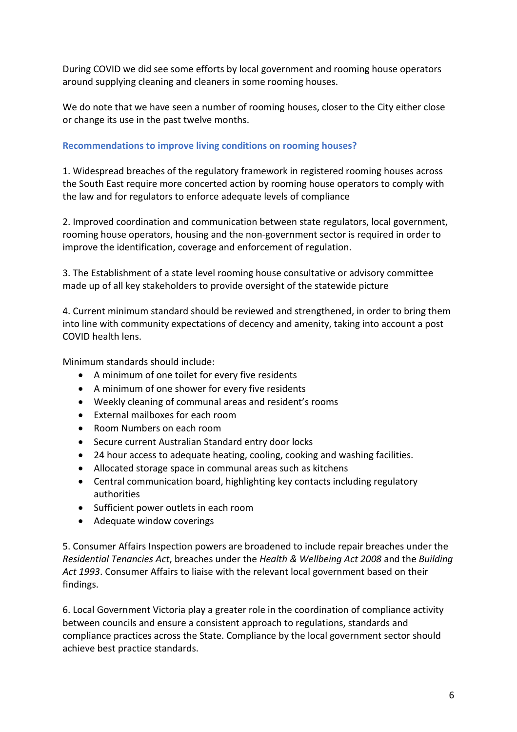During COVID we did see some efforts by local government and rooming house operators around supplying cleaning and cleaners in some rooming houses.

We do note that we have seen a number of rooming houses, closer to the City either close or change its use in the past twelve months.

### Recommendations to improve living conditions on rooming houses?

1. Widespread breaches of the regulatory framework in registered rooming houses across the South East require more concerted action by rooming house operators to comply with the law and for regulators to enforce adequate levels of compliance

2. Improved coordination and communication between state regulators, local government, rooming house operators, housing and the non-government sector is required in order to improve the identification, coverage and enforcement of regulation.

3. The Establishment of a state level rooming house consultative or advisory committee made up of all key stakeholders to provide oversight of the statewide picture

4. Current minimum standard should be reviewed and strengthened, in order to bring them into line with community expectations of decency and amenity, taking into account a post COVID health lens.

Minimum standards should include:

- A minimum of one toilet for every five residents
- A minimum of one shower for every five residents
- Weekly cleaning of communal areas and resident's rooms
- External mailboxes for each room
- Room Numbers on each room
- Secure current Australian Standard entry door locks
- 24 hour access to adequate heating, cooling, cooking and washing facilities.
- Allocated storage space in communal areas such as kitchens
- Central communication board, highlighting key contacts including regulatory authorities
- Sufficient power outlets in each room
- Adequate window coverings

5. Consumer Affairs Inspection powers are broadened to include repair breaches under the *Residential Tenancies Act*, breaches under the *Health & Wellbeing Act 2008* and the *Building Act 1993*. Consumer Affairs to liaise with the relevant local government based on their findings.

6. Local Government Victoria play a greater role in the coordination of compliance activity between councils and ensure a consistent approach to regulations, standards and compliance practices across the State. Compliance by the local government sector should achieve best practice standards.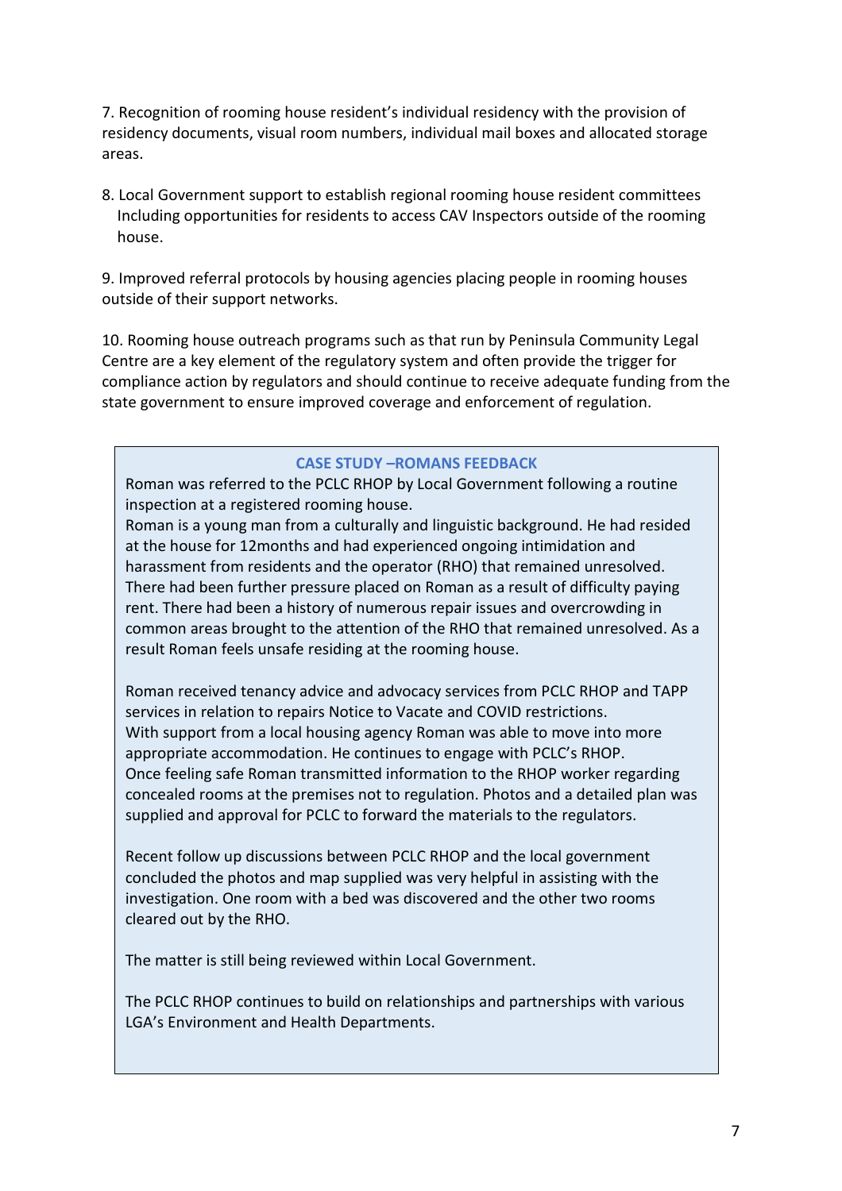7. Recognition of rooming house resident's individual residency with the provision of residency documents, visual room numbers, individual mail boxes and allocated storage areas.

8. Local Government support to establish regional rooming house resident committees Including opportunities for residents to access CAV Inspectors outside of the rooming house.

9. Improved referral protocols by housing agencies placing people in rooming houses outside of their support networks.

10. Rooming house outreach programs such as that run by Peninsula Community Legal Centre are a key element of the regulatory system and often provide the trigger for compliance action by regulators and should continue to receive adequate funding from the state government to ensure improved coverage and enforcement of regulation.

### CASE STUDY –ROMANS FEEDBACK

Roman was referred to the PCLC RHOP by Local Government following a routine inspection at a registered rooming house.
Roman is a young man from a culturally and linguistic background. He had resided at the house for 12months and had experienced ongoing intimidation and harassment from residents and the operator (RHO) that remained unresolved. There had been further pressure placed on Roman as a result of difficulty paying rent. There had been a history of numerous repair issues and overcrowding in common areas brought to the attention of the RHO that remained unresolved. As a result Roman feels unsafe residing at the rooming house.

Roman received tenancy advice and advocacy services from PCLC RHOP and TAPP services in relation to repairs Notice to Vacate and COVID restrictions.
With support from a local housing agency Roman was able to move into more appropriate accommodation. He continues to engage with PCLC's RHOP.
Once feeling safe Roman transmitted information to the RHOP worker regarding concealed rooms at the premises not to regulation. Photos and a detailed plan was supplied and approval for PCLC to forward the materials to the regulators.

Recent follow up discussions between PCLC RHOP and the local government concluded the photos and map supplied was very helpful in assisting with the investigation. One room with a bed was discovered and the other two rooms cleared out by the RHO.

The matter is still being reviewed within Local Government.

The PCLC RHOP continues to build on relationships and partnerships with various LGA's Environment and Health Departments.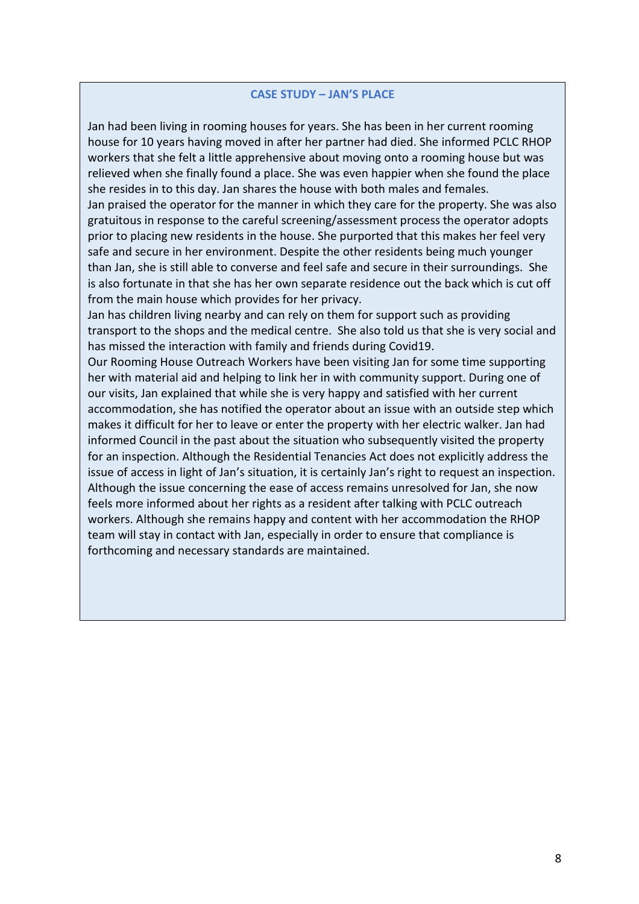### CASE STUDY – JAN'S PLACE

Jan had been living in rooming houses for years. She has been in her current rooming house for 10 years having moved in after her partner had died. She informed PCLC RHOP workers that she felt a little apprehensive about moving onto a rooming house but was relieved when she finally found a place. She was even happier when she found the place she resides in to this day. Jan shares the house with both males and females.

Jan praised the operator for the manner in which they care for the property. She was also gratuitous in response to the careful screening/assessment process the operator adopts prior to placing new residents in the house. She purported that this makes her feel very safe and secure in her environment. Despite the other residents being much younger than Jan, she is still able to converse and feel safe and secure in their surroundings. She is also fortunate in that she has her own separate residence out the back which is cut off from the main house which provides for her privacy.

Jan has children living nearby and can rely on them for support such as providing transport to the shops and the medical centre. She also told us that she is very social and has missed the interaction with family and friends during Covid19.

Our Rooming House Outreach Workers have been visiting Jan for some time supporting her with material aid and helping to link her in with community support. During one of our visits, Jan explained that while she is very happy and satisfied with her current accommodation, she has notified the operator about an issue with an outside step which makes it difficult for her to leave or enter the property with her electric walker. Jan had informed Council in the past about the situation who subsequently visited the property for an inspection. Although the Residential Tenancies Act does not explicitly address the issue of access in light of Jan's situation, it is certainly Jan's right to request an inspection. Although the issue concerning the ease of access remains unresolved for Jan, she now feels more informed about her rights as a resident after talking with PCLC outreach workers. Although she remains happy and content with her accommodation the RHOP team will stay in contact with Jan, especially in order to ensure that compliance is forthcoming and necessary standards are maintained.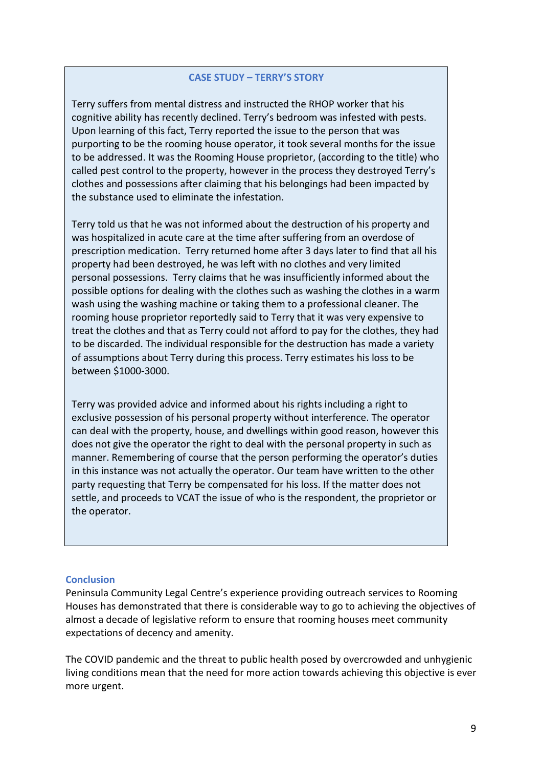**CASE STUDY – TERRY'S STORY**

Terry suffers from mental distress and instructed the RHOP worker that his cognitive ability has recently declined. Terry's bedroom was infested with pests. Upon learning of this fact, Terry reported the issue to the person that was purporting to be the rooming house operator, it took several months for the issue to be addressed. It was the Rooming House proprietor, (according to the title) who called pest control to the property, however in the process they destroyed Terry's clothes and possessions after claiming that his belongings had been impacted by the substance used to eliminate the infestation.

Terry told us that he was not informed about the destruction of his property and was hospitalized in acute care at the time after suffering from an overdose of prescription medication. Terry returned home after 3 days later to find that all his property had been destroyed, he was left with no clothes and very limited personal possessions. Terry claims that he was insufficiently informed about the possible options for dealing with the clothes such as washing the clothes in a warm wash using the washing machine or taking them to a professional cleaner. The rooming house proprietor reportedly said to Terry that it was very expensive to treat the clothes and that as Terry could not afford to pay for the clothes, they had to be discarded. The individual responsible for the destruction has made a variety of assumptions about Terry during this process. Terry estimates his loss to be between $1000-3000.

Terry was provided advice and informed about his rights including a right to exclusive possession of his personal property without interference. The operator can deal with the property, house, and dwellings within good reason, however this does not give the operator the right to deal with the personal property in such as manner. Remembering of course that the person performing the operator's duties in this instance was not actually the operator. Our team have written to the other party requesting that Terry be compensated for his loss. If the matter does not settle, and proceeds to VCAT the issue of who is the respondent, the proprietor or the operator.

## Conclusion

Peninsula Community Legal Centre's experience providing outreach services to Rooming Houses has demonstrated that there is considerable way to go to achieving the objectives of almost a decade of legislative reform to ensure that rooming houses meet community expectations of decency and amenity.

The COVID pandemic and the threat to public health posed by overcrowded and unhygienic living conditions mean that the need for more action towards achieving this objective is ever more urgent.